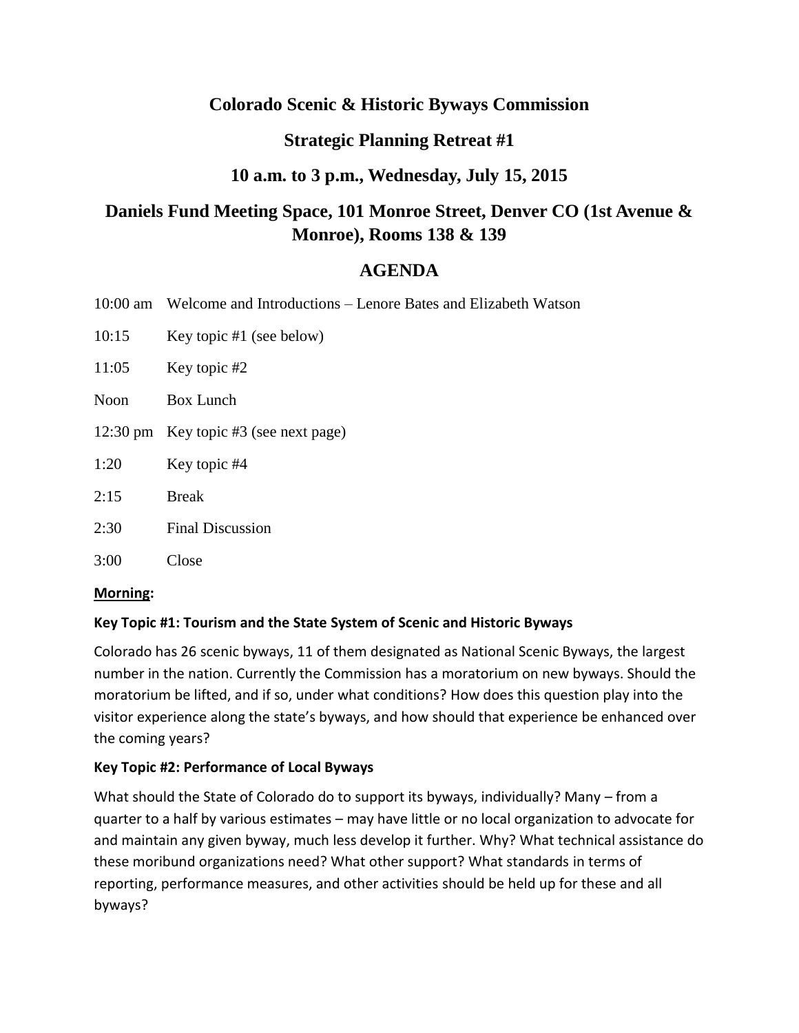# Colorado Scenic & Historic Byways Commission

## Strategic Planning Retreat #1

## 10 a.m. to 3 p.m., Wednesday, July 15, 2015

## Daniels Fund Meeting Space, 101 Monroe Street, Denver CO (1st Avenue & Monroe), Rooms 138 & 139

## AGENDA

| | |
|---|---|
| 10:00 am | Welcome and Introductions – Lenore Bates and Elizabeth Watson |
| 10:15 | Key topic #1 (see below) |
| 11:05 | Key topic #2 |
| Noon | Box Lunch |
| 12:30 pm | Key topic #3 (see next page) |
| 1:20 | Key topic #4 |
| 2:15 | Break |
| 2:30 | Final Discussion |
| 3:00 | Close |

**Morning:**

**Key Topic #1: Tourism and the State System of Scenic and Historic Byways**

Colorado has 26 scenic byways, 11 of them designated as National Scenic Byways, the largest number in the nation. Currently the Commission has a moratorium on new byways. Should the moratorium be lifted, and if so, under what conditions? How does this question play into the visitor experience along the state's byways, and how should that experience be enhanced over the coming years?

**Key Topic #2: Performance of Local Byways**

What should the State of Colorado do to support its byways, individually? Many – from a quarter to a half by various estimates – may have little or no local organization to advocate for and maintain any given byway, much less develop it further. Why? What technical assistance do these moribund organizations need? What other support? What standards in terms of reporting, performance measures, and other activities should be held up for these and all byways?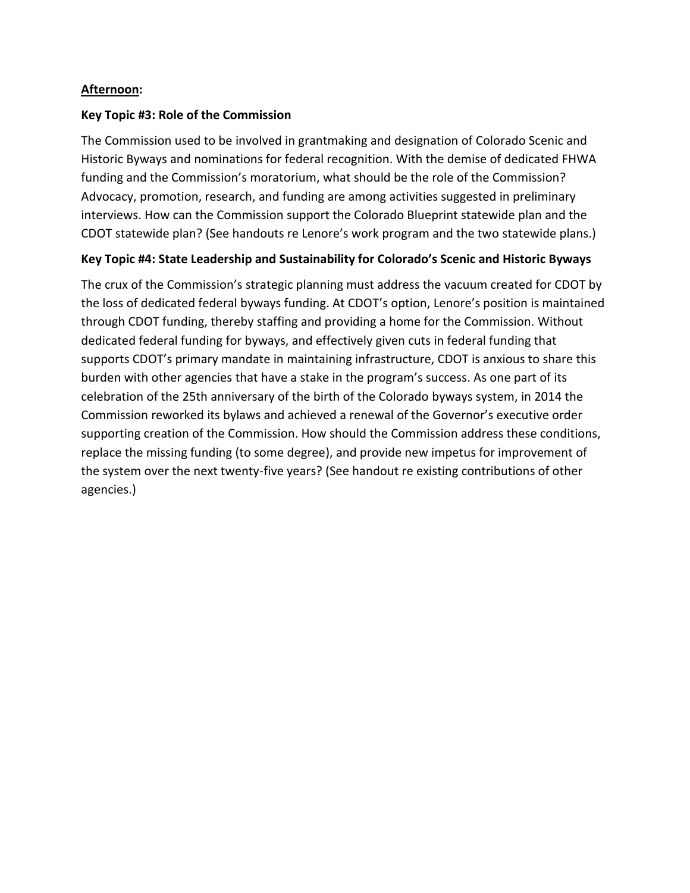**<u>Afternoon</u>:**

**Key Topic #3: Role of the Commission**

The Commission used to be involved in grantmaking and designation of Colorado Scenic and Historic Byways and nominations for federal recognition. With the demise of dedicated FHWA funding and the Commission's moratorium, what should be the role of the Commission? Advocacy, promotion, research, and funding are among activities suggested in preliminary interviews. How can the Commission support the Colorado Blueprint statewide plan and the CDOT statewide plan? (See handouts re Lenore's work program and the two statewide plans.)

**Key Topic #4: State Leadership and Sustainability for Colorado's Scenic and Historic Byways**

The crux of the Commission's strategic planning must address the vacuum created for CDOT by the loss of dedicated federal byways funding. At CDOT's option, Lenore's position is maintained through CDOT funding, thereby staffing and providing a home for the Commission. Without dedicated federal funding for byways, and effectively given cuts in federal funding that supports CDOT's primary mandate in maintaining infrastructure, CDOT is anxious to share this burden with other agencies that have a stake in the program's success. As one part of its celebration of the 25th anniversary of the birth of the Colorado byways system, in 2014 the Commission reworked its bylaws and achieved a renewal of the Governor's executive order supporting creation of the Commission. How should the Commission address these conditions, replace the missing funding (to some degree), and provide new impetus for improvement of the system over the next twenty-five years? (See handout re existing contributions of other agencies.)